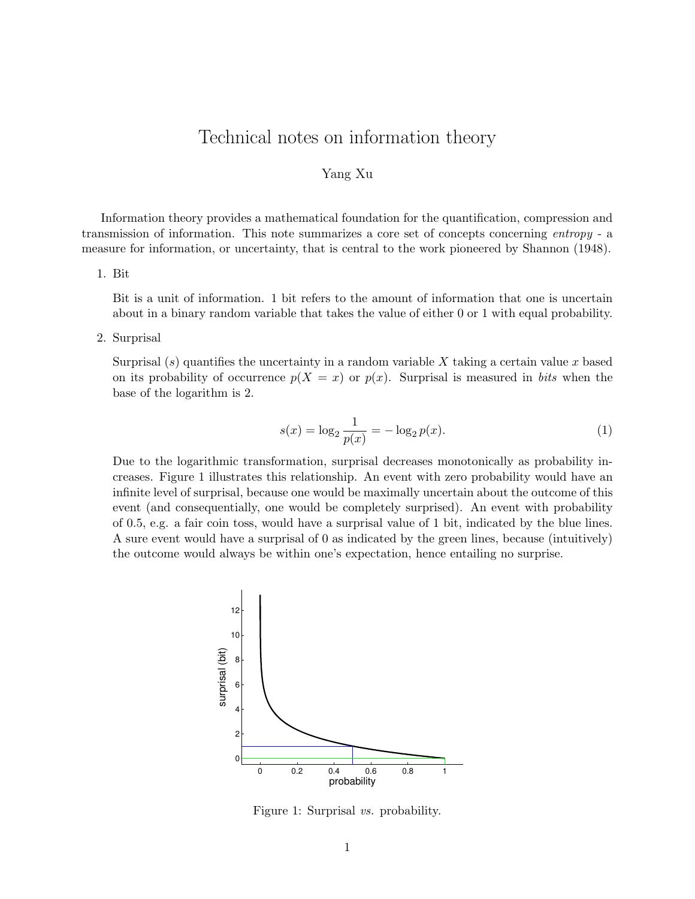# Technical notes on information theory

Yang Xu

Information theory provides a mathematical foundation for the quantification, compression and transmission of information. This note summarizes a core set of concepts concerning *entropy* - a measure for information, or uncertainty, that is central to the work pioneered by Shannon (1948).

1. Bit

   Bit is a unit of information. 1 bit refers to the amount of information that one is uncertain about in a binary random variable that takes the value of either 0 or 1 with equal probability.

2. Surprisal

   Surprisal ($s$) quantifies the uncertainty in a random variable $X$ taking a certain value $x$ based on its probability of occurrence $p(X = x)$ or $p(x)$. Surprisal is measured in *bits* when the base of the logarithm is 2.

   $$s(x) = \log_2 \frac{1}{p(x)} = -\log_2 p(x). \tag{1}$$

   Due to the logarithmic transformation, surprisal decreases monotonically as probability increases. Figure 1 illustrates this relationship. An event with zero probability would have an infinite level of surprisal, because one would be maximally uncertain about the outcome of this event (and consequentially, one would be completely surprised). An event with probability of 0.5, e.g. a fair coin toss, would have a surprisal value of 1 bit, indicated by the blue lines. A sure event would have a surprisal of 0 as indicated by the green lines, because (intuitively) the outcome would always be within one's expectation, hence entailing no surprise.

Figure 1: Surprisal *vs.* probability.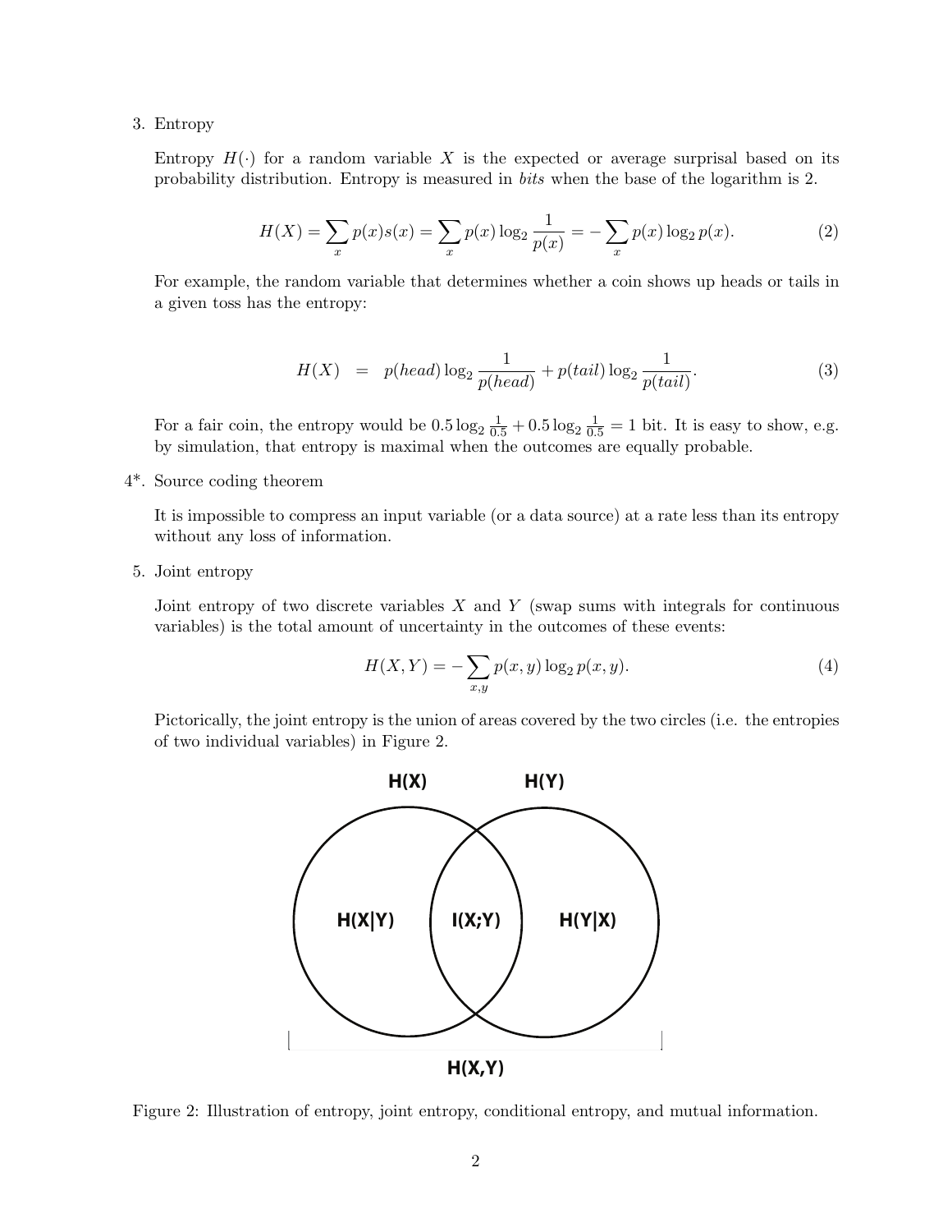3. Entropy

   Entropy $H(\cdot)$ for a random variable $X$ is the expected or average surprisal based on its probability distribution. Entropy is measured in *bits* when the base of the logarithm is 2.

$$H(X) = \sum_x p(x)s(x) = \sum_x p(x) \log_2 \frac{1}{p(x)} = -\sum_x p(x) \log_2 p(x). \tag{2}$$

   For example, the random variable that determines whether a coin shows up heads or tails in a given toss has the entropy:

$$H(X) \quad = \quad p(head) \log_2 \frac{1}{p(head)} + p(tail) \log_2 \frac{1}{p(tail)}. \tag{3}$$

   For a fair coin, the entropy would be $0.5 \log_2 \frac{1}{0.5} + 0.5 \log_2 \frac{1}{0.5} = 1$ bit. It is easy to show, e.g. by simulation, that entropy is maximal when the outcomes are equally probable.

4*. Source coding theorem

   It is impossible to compress an input variable (or a data source) at a rate less than its entropy without any loss of information.

5. Joint entropy

   Joint entropy of two discrete variables $X$ and $Y$ (swap sums with integrals for continuous variables) is the total amount of uncertainty in the outcomes of these events:

$$H(X,Y) = -\sum_{x,y} p(x,y) \log_2 p(x,y). \tag{4}$$

   Pictorically, the joint entropy is the union of areas covered by the two circles (i.e. the entropies of two individual variables) in Figure 2.

Figure 2: Illustration of entropy, joint entropy, conditional entropy, and mutual information.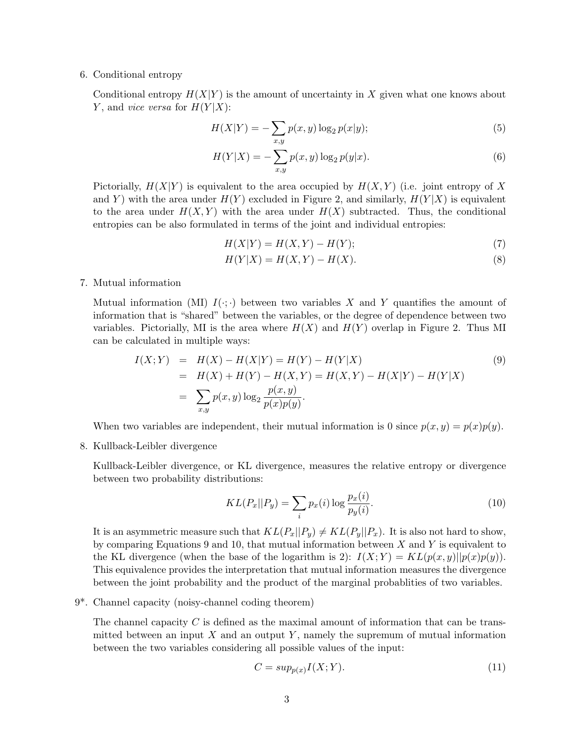6. Conditional entropy

   Conditional entropy $H(X|Y)$ is the amount of uncertainty in $X$ given what one knows about $Y$, and *vice versa* for $H(Y|X)$:

$$H(X|Y) = -\sum_{x,y} p(x,y) \log_2 p(x|y); \tag{5}$$

$$H(Y|X) = -\sum_{x,y} p(x,y) \log_2 p(y|x). \tag{6}$$

   Pictorially, $H(X|Y)$ is equivalent to the area occupied by $H(X,Y)$ (i.e. joint entropy of $X$ and $Y$) with the area under $H(Y)$ excluded in Figure 2, and similarly, $H(Y|X)$ is equivalent to the area under $H(X,Y)$ with the area under $H(X)$ subtracted. Thus, the conditional entropies can be also formulated in terms of the joint and individual entropies:

$$H(X|Y) = H(X,Y) - H(Y); \tag{7}$$

$$H(Y|X) = H(X,Y) - H(X). \tag{8}$$

7. Mutual information

   Mutual information (MI) $I(\cdot;\cdot)$ between two variables $X$ and $Y$ quantifies the amount of information that is "shared" between the variables, or the degree of dependence between two variables. Pictorially, MI is the area where $H(X)$ and $H(Y)$ overlap in Figure 2. Thus MI can be calculated in multiple ways:

$$\begin{aligned} I(X;Y) &= H(X) - H(X|Y) = H(Y) - H(Y|X) \\ &= H(X) + H(Y) - H(X,Y) = H(X,Y) - H(X|Y) - H(Y|X) \\ &= \sum_{x,y} p(x,y) \log_2 \frac{p(x,y)}{p(x)p(y)}. \end{aligned} \tag{9}$$

   When two variables are independent, their mutual information is 0 since $p(x,y) = p(x)p(y)$.

8. Kullback-Leibler divergence

   Kullback-Leibler divergence, or KL divergence, measures the relative entropy or divergence between two probability distributions:

$$KL(P_x||P_y) = \sum_i p_x(i) \log \frac{p_x(i)}{p_y(i)}. \tag{10}$$

   It is an asymmetric measure such that $KL(P_x||P_y) \neq KL(P_y||P_x)$. It is also not hard to show, by comparing Equations 9 and 10, that mutual information between $X$ and $Y$ is equivalent to the KL divergence (when the base of the logarithm is 2): $I(X;Y) = KL(p(x,y)||p(x)p(y))$. This equivalence provides the interpretation that mutual information measures the divergence between the joint probability and the product of the marginal probablities of two variables.

9*. Channel capacity (noisy-channel coding theorem)

   The channel capacity $C$ is defined as the maximal amount of information that can be transmitted between an input $X$ and an output $Y$, namely the supremum of mutual information between the two variables considering all possible values of the input:

$$C = sup_{p(x)} I(X;Y). \tag{11}$$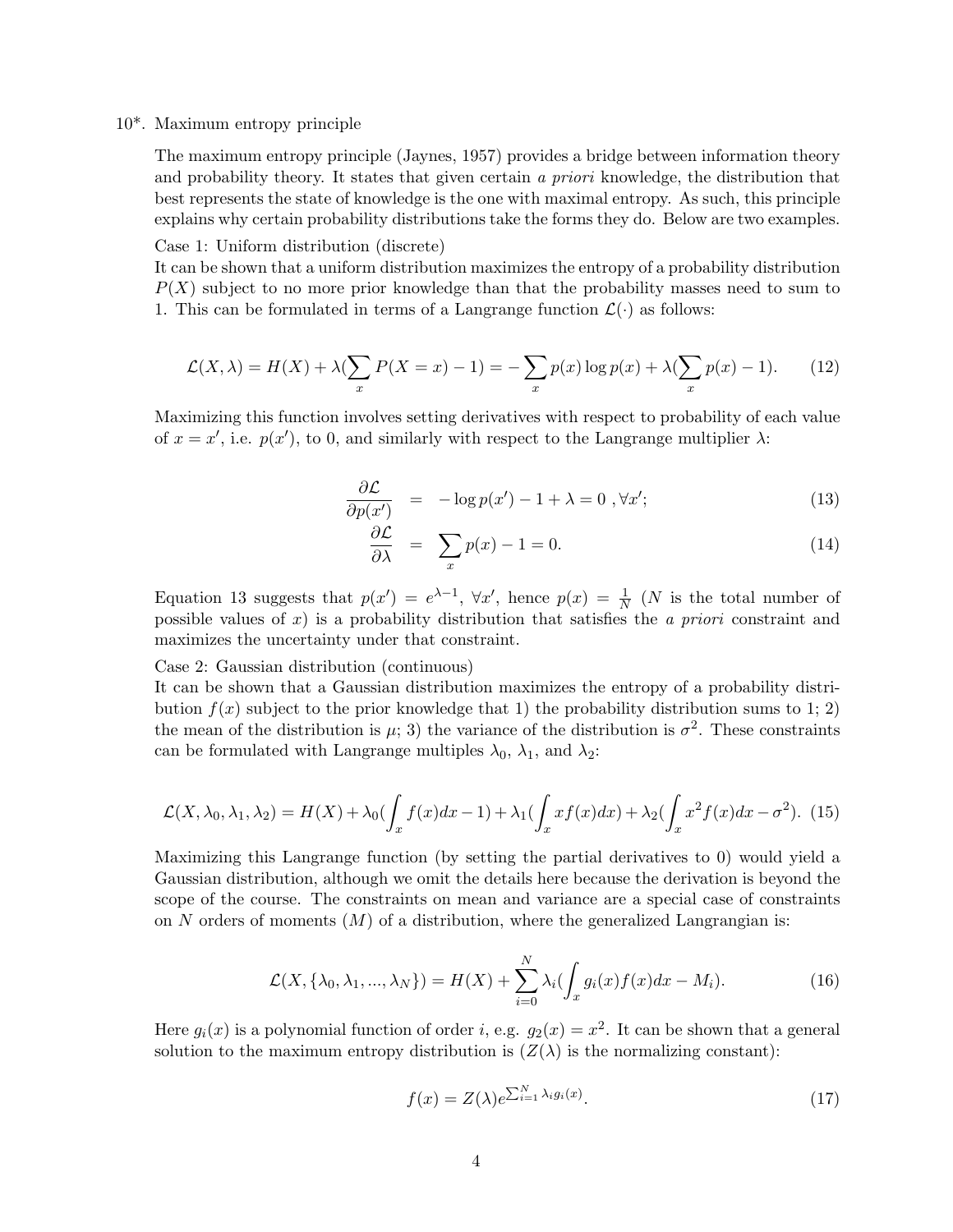10*. Maximum entropy principle

The maximum entropy principle (Jaynes, 1957) provides a bridge between information theory and probability theory. It states that given certain *a priori* knowledge, the distribution that best represents the state of knowledge is the one with maximal entropy. As such, this principle explains why certain probability distributions take the forms they do. Below are two examples.

Case 1: Uniform distribution (discrete)

It can be shown that a uniform distribution maximizes the entropy of a probability distribution $P(X)$ subject to no more prior knowledge than that the probability masses need to sum to 1. This can be formulated in terms of a Langrange function $\mathcal{L}(\cdot)$ as follows:

$$\mathcal{L}(X, \lambda) = H(X) + \lambda(\sum_x P(X = x) - 1) = -\sum_x p(x) \log p(x) + \lambda(\sum_x p(x) - 1). \tag{12}$$

Maximizing this function involves setting derivatives with respect to probability of each value of $x = x'$, i.e. $p(x')$, to 0, and similarly with respect to the Langrange multiplier $\lambda$:

$$\frac{\partial \mathcal{L}}{\partial p(x')} = -\log p(x') - 1 + \lambda = 0 \ , \forall x'; \tag{13}$$

$$\frac{\partial \mathcal{L}}{\partial \lambda} = \sum_x p(x) - 1 = 0. \tag{14}$$

Equation 13 suggests that $p(x') = e^{\lambda - 1}$, $\forall x'$, hence $p(x) = \frac{1}{N}$ ($N$ is the total number of possible values of $x$) is a probability distribution that satisfies the *a priori* constraint and maximizes the uncertainty under that constraint.

Case 2: Gaussian distribution (continuous)

It can be shown that a Gaussian distribution maximizes the entropy of a probability distribution $f(x)$ subject to the prior knowledge that 1) the probability distribution sums to 1; 2) the mean of the distribution is $\mu$; 3) the variance of the distribution is $\sigma^2$. These constraints can be formulated with Langrange multiples $\lambda_0$, $\lambda_1$, and $\lambda_2$:

$$\mathcal{L}(X, \lambda_0, \lambda_1, \lambda_2) = H(X) + \lambda_0(\int_x f(x)dx - 1) + \lambda_1(\int_x x f(x)dx) + \lambda_2(\int_x x^2 f(x)dx - \sigma^2). \tag{15}$$

Maximizing this Langrange function (by setting the partial derivatives to 0) would yield a Gaussian distribution, although we omit the details here because the derivation is beyond the scope of the course. The constraints on mean and variance are a special case of constraints on $N$ orders of moments ($M$) of a distribution, where the generalized Langrangian is:

$$\mathcal{L}(X, \{\lambda_0, \lambda_1, ..., \lambda_N\}) = H(X) + \sum_{i=0}^{N} \lambda_i(\int_x g_i(x) f(x)dx - M_i). \tag{16}$$

Here $g_i(x)$ is a polynomial function of order $i$, e.g. $g_2(x) = x^2$. It can be shown that a general solution to the maximum entropy distribution is ($Z(\lambda)$ is the normalizing constant):

$$f(x) = Z(\lambda) e^{\sum_{i=1}^{N} \lambda_i g_i(x)}. \tag{17}$$